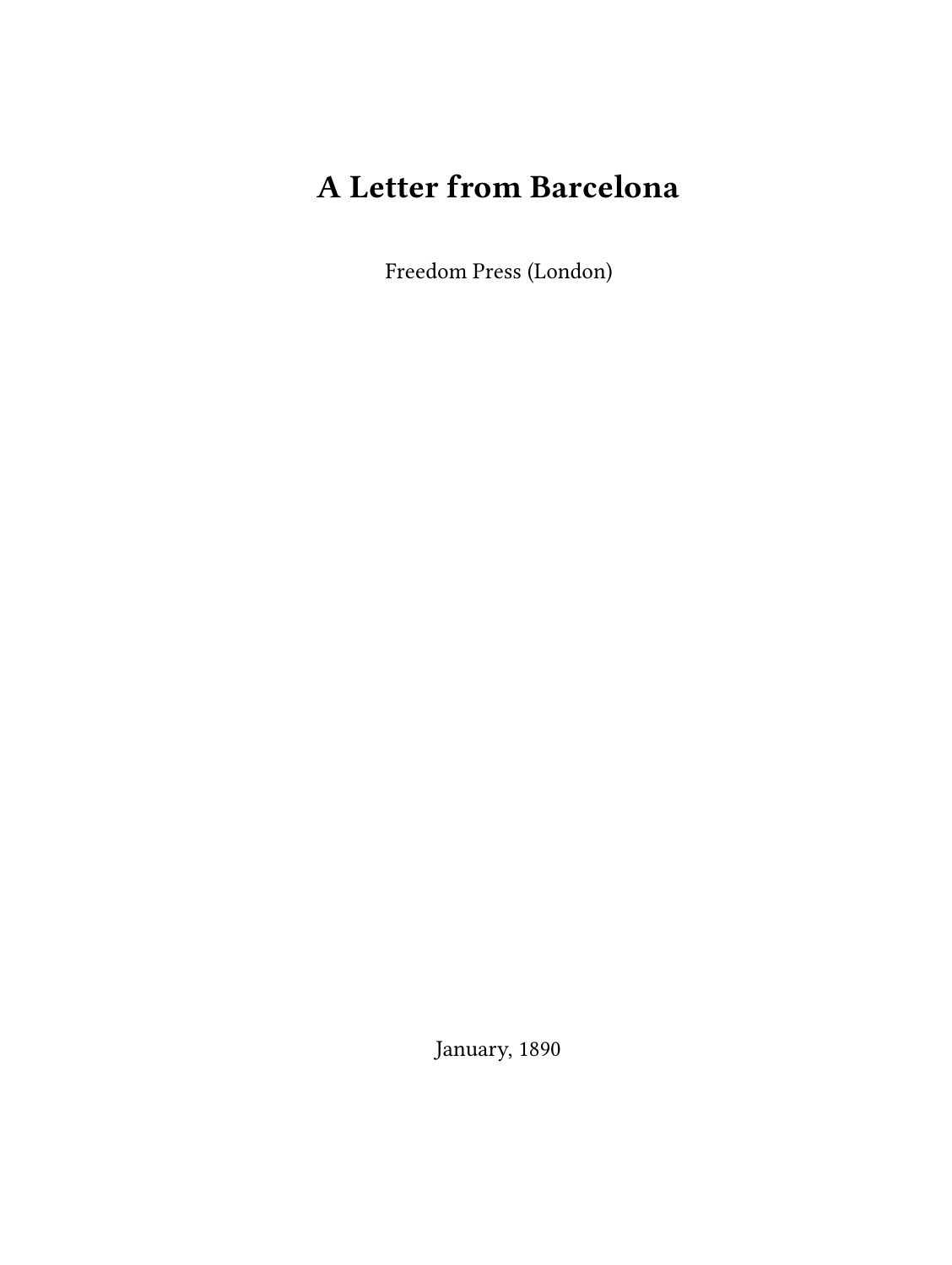# A Letter from Barcelona

Freedom Press (London)

January, 1890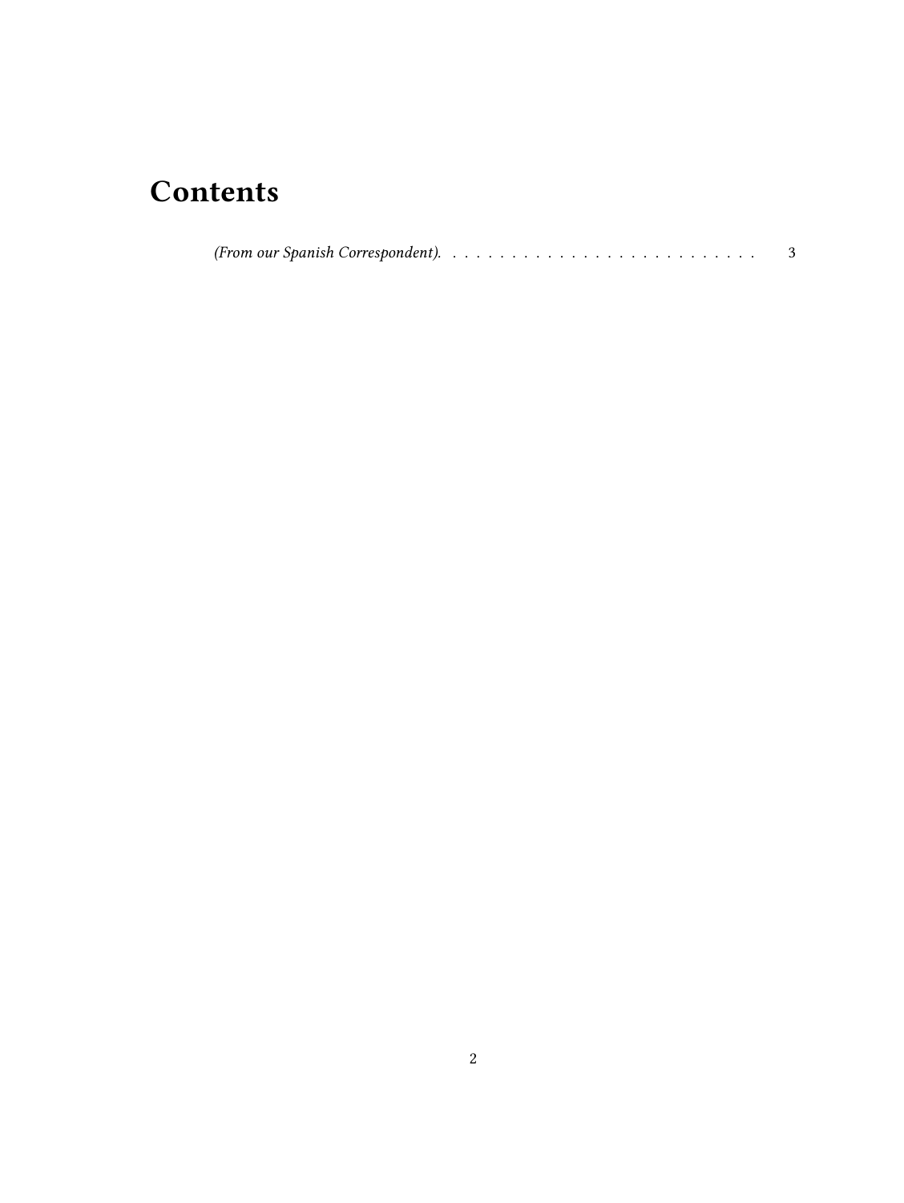# Contents

*(From our Spanish Correspondent).* . . . . . . . . . . . . . . . . . . . . . . . . . . . 3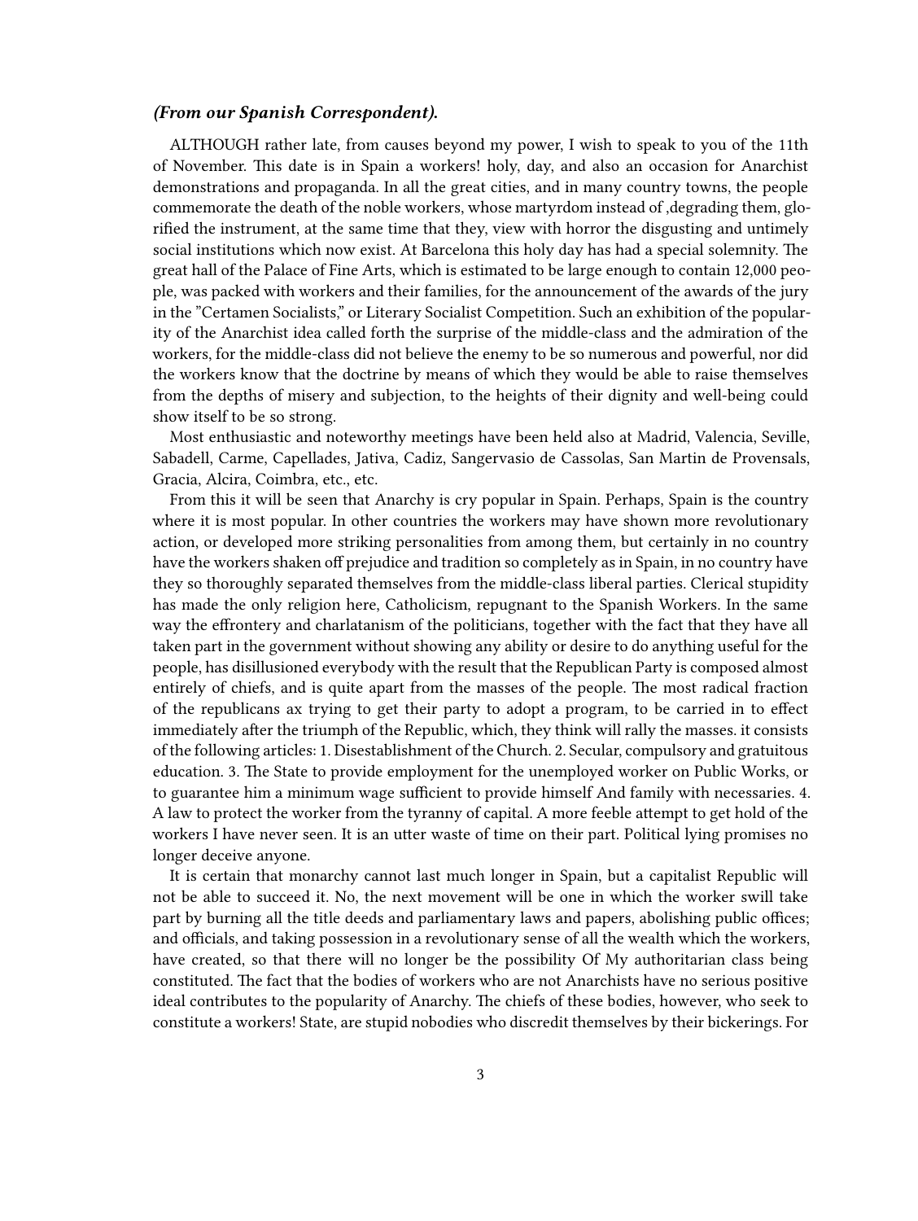***(From our Spanish Correspondent).***

ALTHOUGH rather late, from causes beyond my power, I wish to speak to you of the 11th of November. This date is in Spain a workers! holy, day, and also an occasion for Anarchist demonstrations and propaganda. In all the great cities, and in many country towns, the people commemorate the death of the noble workers, whose martyrdom instead of ,degrading them, glorified the instrument, at the same time that they, view with horror the disgusting and untimely social institutions which now exist. At Barcelona this holy day has had a special solemnity. The great hall of the Palace of Fine Arts, which is estimated to be large enough to contain 12,000 people, was packed with workers and their families, for the announcement of the awards of the jury in the "Certamen Socialists," or Literary Socialist Competition. Such an exhibition of the popularity of the Anarchist idea called forth the surprise of the middle-class and the admiration of the workers, for the middle-class did not believe the enemy to be so numerous and powerful, nor did the workers know that the doctrine by means of which they would be able to raise themselves from the depths of misery and subjection, to the heights of their dignity and well-being could show itself to be so strong.

Most enthusiastic and noteworthy meetings have been held also at Madrid, Valencia, Seville, Sabadell, Carme, Capellades, Jativa, Cadiz, Sangervasio de Cassolas, San Martin de Provensals, Gracia, Alcira, Coimbra, etc., etc.

From this it will be seen that Anarchy is cry popular in Spain. Perhaps, Spain is the country where it is most popular. In other countries the workers may have shown more revolutionary action, or developed more striking personalities from among them, but certainly in no country have the workers shaken off prejudice and tradition so completely as in Spain, in no country have they so thoroughly separated themselves from the middle-class liberal parties. Clerical stupidity has made the only religion here, Catholicism, repugnant to the Spanish Workers. In the same way the effrontery and charlatanism of the politicians, together with the fact that they have all taken part in the government without showing any ability or desire to do anything useful for the people, has disillusioned everybody with the result that the Republican Party is composed almost entirely of chiefs, and is quite apart from the masses of the people. The most radical fraction of the republicans ax trying to get their party to adopt a program, to be carried in to effect immediately after the triumph of the Republic, which, they think will rally the masses. it consists of the following articles: 1. Disestablishment of the Church. 2. Secular, compulsory and gratuitous education. 3. The State to provide employment for the unemployed worker on Public Works, or to guarantee him a minimum wage sufficient to provide himself And family with necessaries. 4. A law to protect the worker from the tyranny of capital. A more feeble attempt to get hold of the workers I have never seen. It is an utter waste of time on their part. Political lying promises no longer deceive anyone.

It is certain that monarchy cannot last much longer in Spain, but a capitalist Republic will not be able to succeed it. No, the next movement will be one in which the worker swill take part by burning all the title deeds and parliamentary laws and papers, abolishing public offices; and officials, and taking possession in a revolutionary sense of all the wealth which the workers, have created, so that there will no longer be the possibility Of My authoritarian class being constituted. The fact that the bodies of workers who are not Anarchists have no serious positive ideal contributes to the popularity of Anarchy. The chiefs of these bodies, however, who seek to constitute a workers! State, are stupid nobodies who discredit themselves by their bickerings. For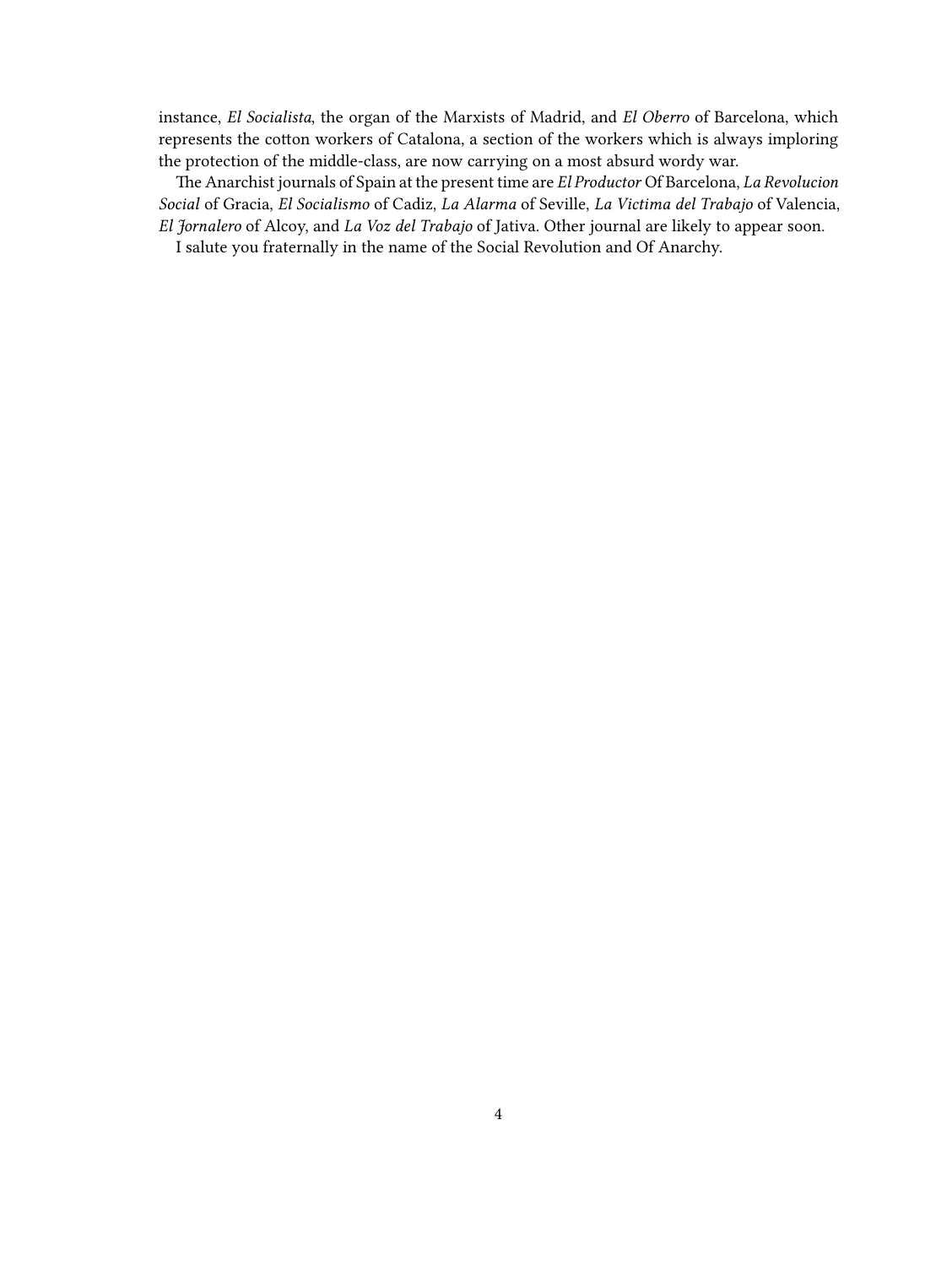instance, *El Socialista*, the organ of the Marxists of Madrid, and *El Oberro* of Barcelona, which represents the cotton workers of Catalona, a section of the workers which is always imploring the protection of the middle-class, are now carrying on a most absurd wordy war.

The Anarchist journals of Spain at the present time are *El Productor* Of Barcelona, *La Revolucion Social* of Gracia, *El Socialismo* of Cadiz, *La Alarma* of Seville, *La Victima del Trabajo* of Valencia, *El Jornalero* of Alcoy, and *La Voz del Trabajo* of Jativa. Other journal are likely to appear soon.

I salute you fraternally in the name of the Social Revolution and Of Anarchy.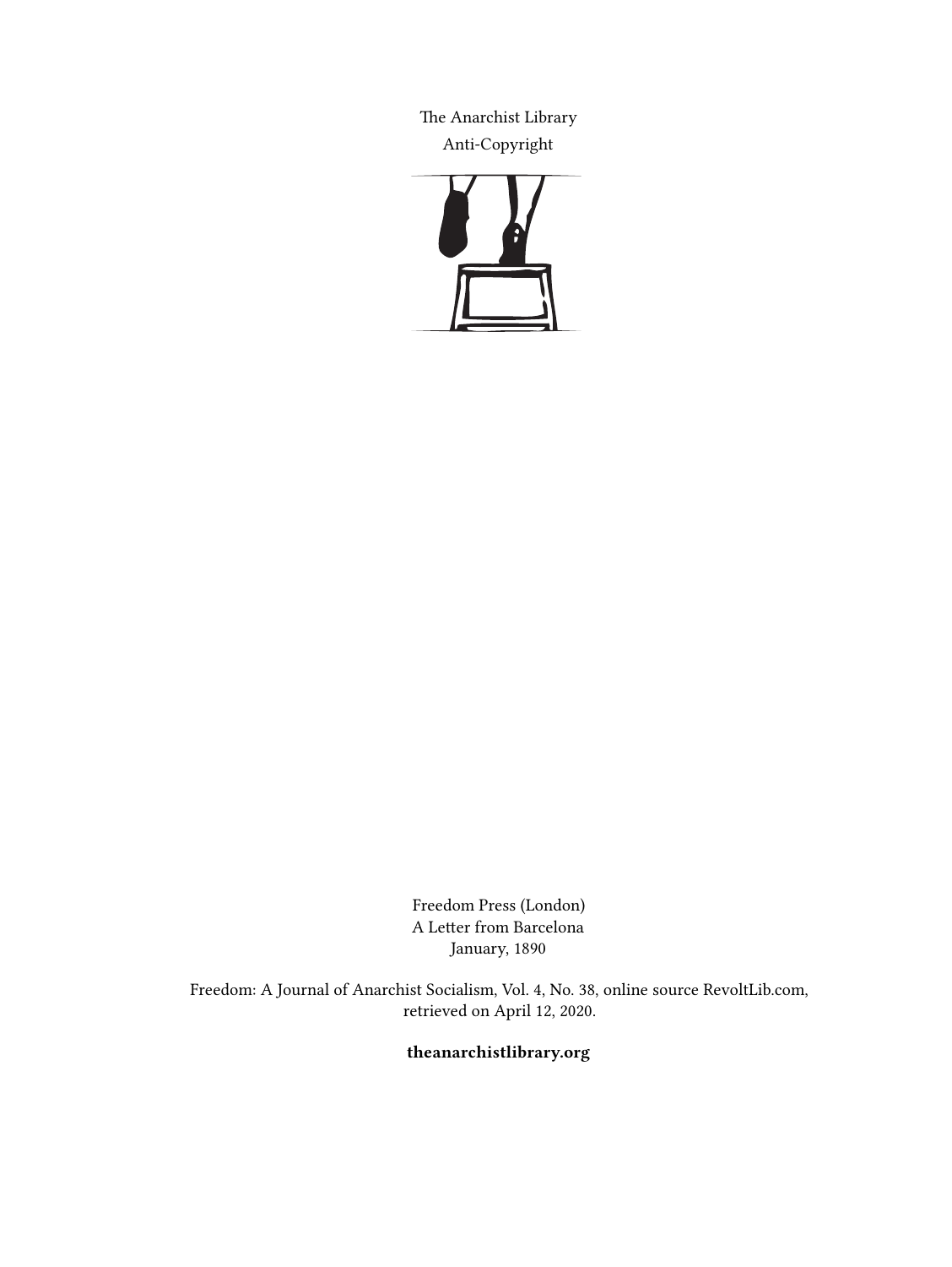The Anarchist Library
Anti-Copyright

Freedom Press (London)
A Letter from Barcelona
January, 1890

Freedom: A Journal of Anarchist Socialism, Vol. 4, No. 38, online source RevoltLib.com, retrieved on April 12, 2020.

**theanarchistlibrary.org**